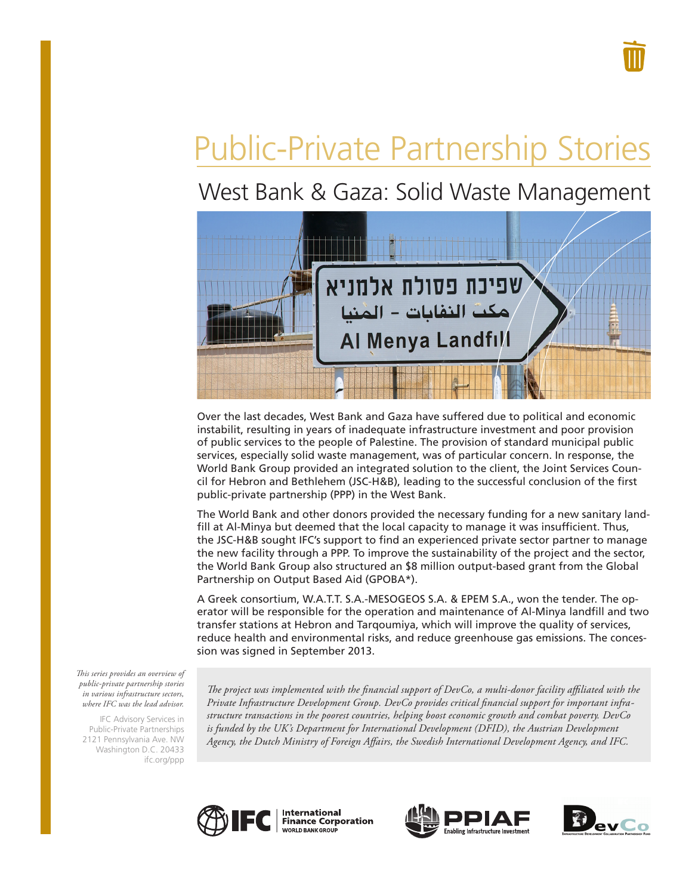# Public-Private Partnership Stories

## West Bank & Gaza: Solid Waste Management

Over the last decades, West Bank and Gaza have suffered due to political and economic instabilit, resulting in years of inadequate infrastructure investment and poor provision of public services to the people of Palestine. The provision of standard municipal public services, especially solid waste management, was of particular concern. In response, the World Bank Group provided an integrated solution to the client, the Joint Services Council for Hebron and Bethlehem (JSC-H&B), leading to the successful conclusion of the first public-private partnership (PPP) in the West Bank.

The World Bank and other donors provided the necessary funding for a new sanitary landfill at Al-Minya but deemed that the local capacity to manage it was insufficient. Thus, the JSC-H&B sought IFC's support to find an experienced private sector partner to manage the new facility through a PPP. To improve the sustainability of the project and the sector, the World Bank Group also structured an $8 million output-based grant from the Global Partnership on Output Based Aid (GPOBA*).

A Greek consortium, W.A.T.T. S.A.-MESOGEOS S.A. & EPEM S.A., won the tender. The operator will be responsible for the operation and maintenance of Al-Minya landfill and two transfer stations at Hebron and Tarqoumiya, which will improve the quality of services, reduce health and environmental risks, and reduce greenhouse gas emissions. The concession was signed in September 2013.

*This series provides an overview of public-private partnership stories in various infrastructure sectors, where IFC was the lead advisor.*

IFC Advisory Services in Public-Private Partnerships
2121 Pennsylvania Ave. NW
Washington D.C. 20433
ifc.org/ppp

*The project was implemented with the financial support of DevCo, a multi-donor facility affiliated with the Private Infrastructure Development Group. DevCo provides critical financial support for important infrastructure transactions in the poorest countries, helping boost economic growth and combat poverty. DevCo is funded by the UK's Department for International Development (DFID), the Austrian Development Agency, the Dutch Ministry of Foreign Affairs, the Swedish International Development Agency, and IFC.*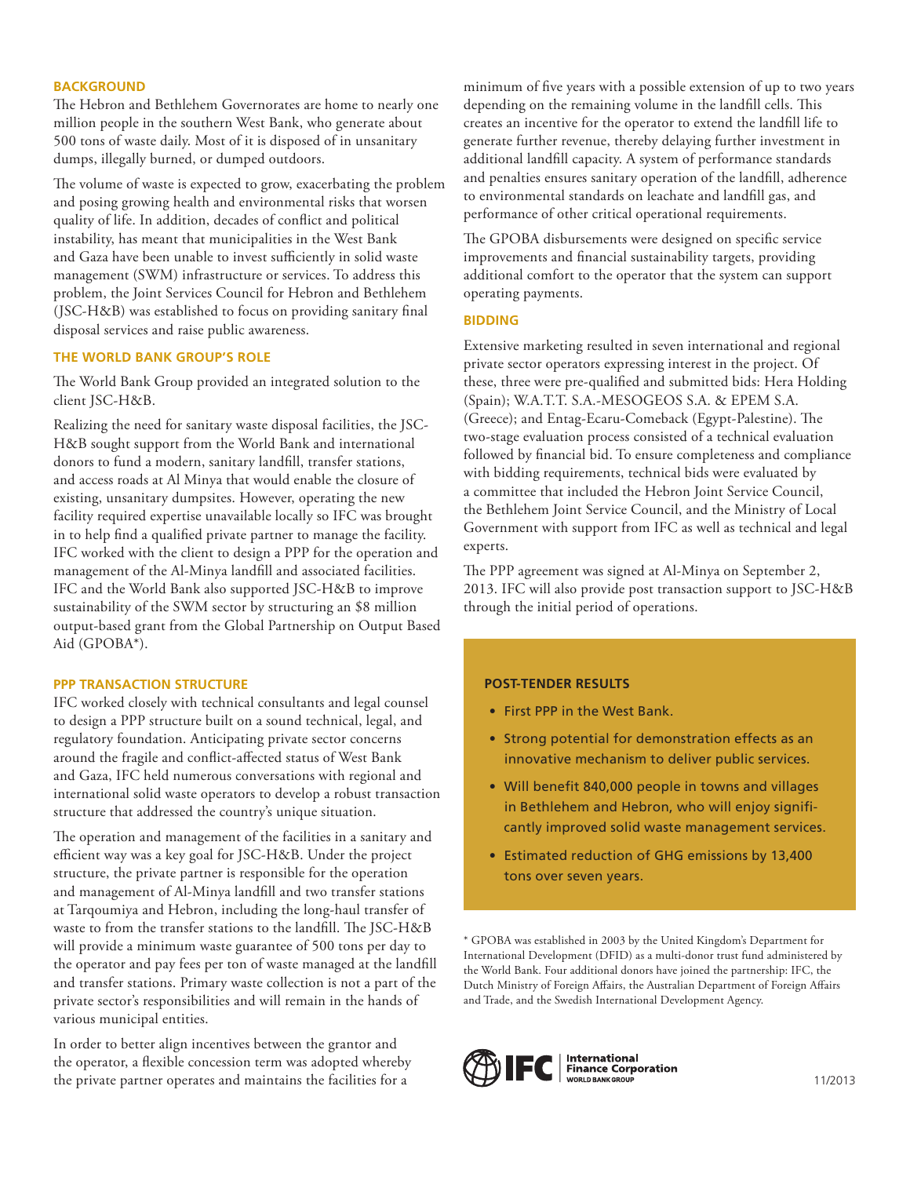## BACKGROUND

The Hebron and Bethlehem Governorates are home to nearly one million people in the southern West Bank, who generate about 500 tons of waste daily. Most of it is disposed of in unsanitary dumps, illegally burned, or dumped outdoors.

The volume of waste is expected to grow, exacerbating the problem and posing growing health and environmental risks that worsen quality of life. In addition, decades of conflict and political instability, has meant that municipalities in the West Bank and Gaza have been unable to invest sufficiently in solid waste management (SWM) infrastructure or services. To address this problem, the Joint Services Council for Hebron and Bethlehem (JSC-H&B) was established to focus on providing sanitary final disposal services and raise public awareness.

## THE WORLD BANK GROUP'S ROLE

The World Bank Group provided an integrated solution to the client JSC-H&B.

Realizing the need for sanitary waste disposal facilities, the JSC-H&B sought support from the World Bank and international donors to fund a modern, sanitary landfill, transfer stations, and access roads at Al Minya that would enable the closure of existing, unsanitary dumpsites. However, operating the new facility required expertise unavailable locally so IFC was brought in to help find a qualified private partner to manage the facility. IFC worked with the client to design a PPP for the operation and management of the Al-Minya landfill and associated facilities. IFC and the World Bank also supported JSC-H&B to improve sustainability of the SWM sector by structuring an $8 million output-based grant from the Global Partnership on Output Based Aid (GPOBA*).

## PPP TRANSACTION STRUCTURE

IFC worked closely with technical consultants and legal counsel to design a PPP structure built on a sound technical, legal, and regulatory foundation. Anticipating private sector concerns around the fragile and conflict-affected status of West Bank and Gaza, IFC held numerous conversations with regional and international solid waste operators to develop a robust transaction structure that addressed the country's unique situation.

The operation and management of the facilities in a sanitary and efficient way was a key goal for JSC-H&B. Under the project structure, the private partner is responsible for the operation and management of Al-Minya landfill and two transfer stations at Tarqoumiya and Hebron, including the long-haul transfer of waste to from the transfer stations to the landfill. The JSC-H&B will provide a minimum waste guarantee of 500 tons per day to the operator and pay fees per ton of waste managed at the landfill and transfer stations. Primary waste collection is not a part of the private sector's responsibilities and will remain in the hands of various municipal entities.

In order to better align incentives between the grantor and the operator, a flexible concession term was adopted whereby the private partner operates and maintains the facilities for a minimum of five years with a possible extension of up to two years depending on the remaining volume in the landfill cells. This creates an incentive for the operator to extend the landfill life to generate further revenue, thereby delaying further investment in additional landfill capacity. A system of performance standards and penalties ensures sanitary operation of the landfill, adherence to environmental standards on leachate and landfill gas, and performance of other critical operational requirements.

The GPOBA disbursements were designed on specific service improvements and financial sustainability targets, providing additional comfort to the operator that the system can support operating payments.

## BIDDING

Extensive marketing resulted in seven international and regional private sector operators expressing interest in the project. Of these, three were pre-qualified and submitted bids: Hera Holding (Spain); W.A.T.T. S.A.-MESOGEOS S.A. & EPEM S.A. (Greece); and Entag-Ecaru-Comeback (Egypt-Palestine). The two-stage evaluation process consisted of a technical evaluation followed by financial bid. To ensure completeness and compliance with bidding requirements, technical bids were evaluated by a committee that included the Hebron Joint Service Council, the Bethlehem Joint Service Council, and the Ministry of Local Government with support from IFC as well as technical and legal experts.

The PPP agreement was signed at Al-Minya on September 2, 2013. IFC will also provide post transaction support to JSC-H&B through the initial period of operations.

### POST-TENDER RESULTS

- First PPP in the West Bank.
- Strong potential for demonstration effects as an innovative mechanism to deliver public services.
- Will benefit 840,000 people in towns and villages in Bethlehem and Hebron, who will enjoy significantly improved solid waste management services.
- Estimated reduction of GHG emissions by 13,400 tons over seven years.

* GPOBA was established in 2003 by the United Kingdom's Department for International Development (DFID) as a multi-donor trust fund administered by the World Bank. Four additional donors have joined the partnership: IFC, the Dutch Ministry of Foreign Affairs, the Australian Department of Foreign Affairs and Trade, and the Swedish International Development Agency.

IFC International Finance Corporation WORLD BANK GROUP

11/2013